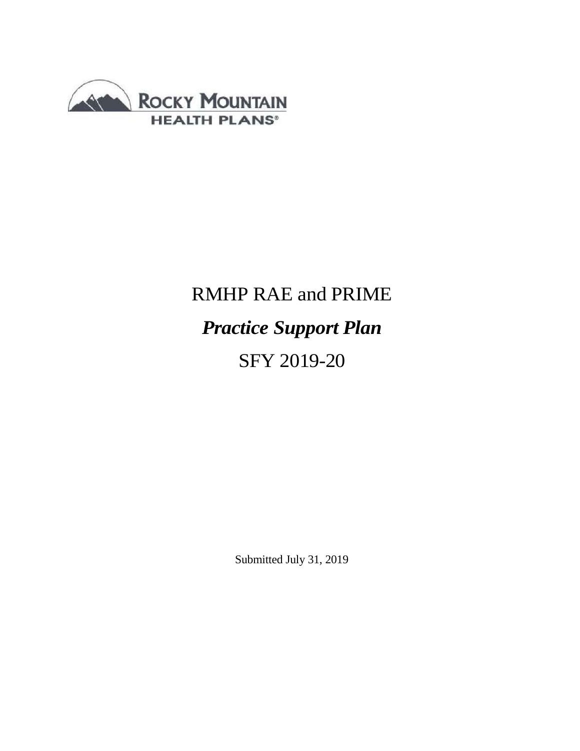Rocky Mountain Health Plans®

# RMHP RAE and PRIME

## *Practice Support Plan*

## SFY 2019-20

Submitted July 31, 2019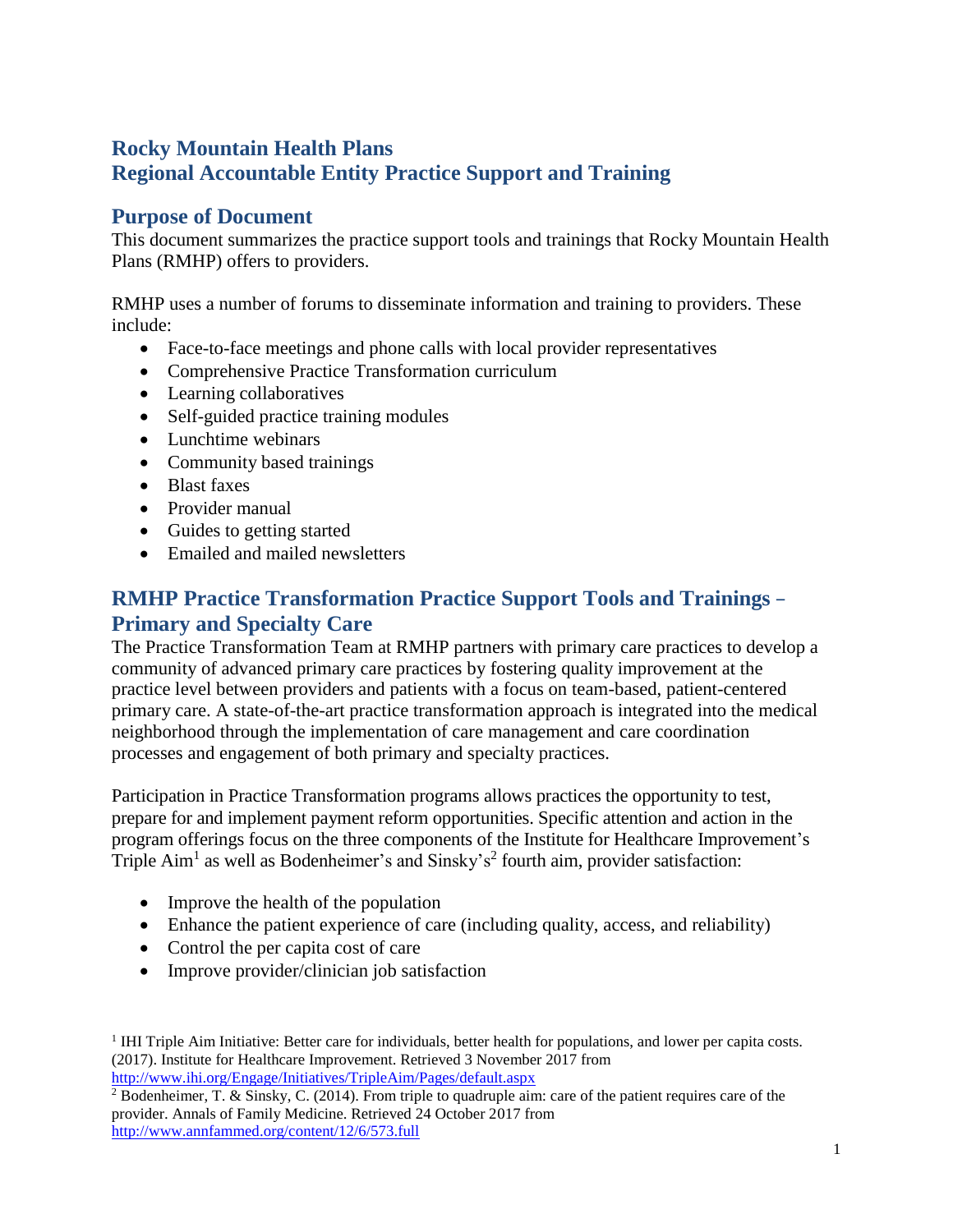# Rocky Mountain Health Plans
# Regional Accountable Entity Practice Support and Training

## Purpose of Document

This document summarizes the practice support tools and trainings that Rocky Mountain Health Plans (RMHP) offers to providers.

RMHP uses a number of forums to disseminate information and training to providers. These include:

- Face-to-face meetings and phone calls with local provider representatives
- Comprehensive Practice Transformation curriculum
- Learning collaboratives
- Self-guided practice training modules
- Lunchtime webinars
- Community based trainings
- Blast faxes
- Provider manual
- Guides to getting started
- Emailed and mailed newsletters

## RMHP Practice Transformation Practice Support Tools and Trainings – Primary and Specialty Care

The Practice Transformation Team at RMHP partners with primary care practices to develop a community of advanced primary care practices by fostering quality improvement at the practice level between providers and patients with a focus on team-based, patient-centered primary care. A state-of-the-art practice transformation approach is integrated into the medical neighborhood through the implementation of care management and care coordination processes and engagement of both primary and specialty practices.

Participation in Practice Transformation programs allows practices the opportunity to test, prepare for and implement payment reform opportunities. Specific attention and action in the program offerings focus on the three components of the Institute for Healthcare Improvement's Triple Aim[1] as well as Bodenheimer's and Sinsky's[2] fourth aim, provider satisfaction:

- Improve the health of the population
- Enhance the patient experience of care (including quality, access, and reliability)
- Control the per capita cost of care
- Improve provider/clinician job satisfaction

---

[1] IHI Triple Aim Initiative: Better care for individuals, better health for populations, and lower per capita costs. (2017). Institute for Healthcare Improvement. Retrieved 3 November 2017 from http://www.ihi.org/Engage/Initiatives/TripleAim/Pages/default.aspx

[2] Bodenheimer, T. & Sinsky, C. (2014). From triple to quadruple aim: care of the patient requires care of the provider. Annals of Family Medicine. Retrieved 24 October 2017 from http://www.annfammed.org/content/12/6/573.full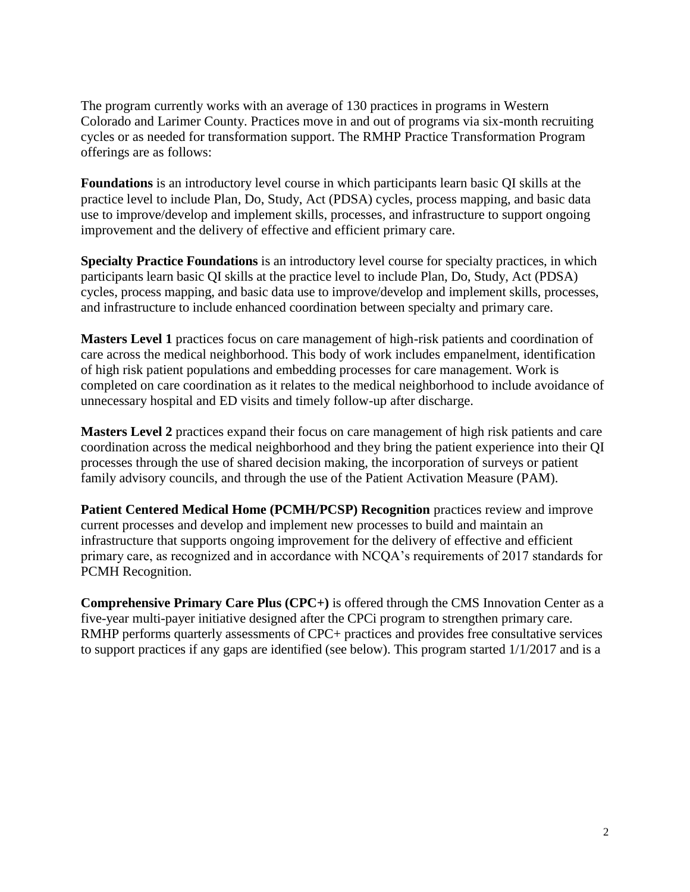The program currently works with an average of 130 practices in programs in Western Colorado and Larimer County. Practices move in and out of programs via six-month recruiting cycles or as needed for transformation support. The RMHP Practice Transformation Program offerings are as follows:

**Foundations** is an introductory level course in which participants learn basic QI skills at the practice level to include Plan, Do, Study, Act (PDSA) cycles, process mapping, and basic data use to improve/develop and implement skills, processes, and infrastructure to support ongoing improvement and the delivery of effective and efficient primary care.

**Specialty Practice Foundations** is an introductory level course for specialty practices, in which participants learn basic QI skills at the practice level to include Plan, Do, Study, Act (PDSA) cycles, process mapping, and basic data use to improve/develop and implement skills, processes, and infrastructure to include enhanced coordination between specialty and primary care.

**Masters Level 1** practices focus on care management of high-risk patients and coordination of care across the medical neighborhood. This body of work includes empanelment, identification of high risk patient populations and embedding processes for care management. Work is completed on care coordination as it relates to the medical neighborhood to include avoidance of unnecessary hospital and ED visits and timely follow-up after discharge.

**Masters Level 2** practices expand their focus on care management of high risk patients and care coordination across the medical neighborhood and they bring the patient experience into their QI processes through the use of shared decision making, the incorporation of surveys or patient family advisory councils, and through the use of the Patient Activation Measure (PAM).

**Patient Centered Medical Home (PCMH/PCSP) Recognition** practices review and improve current processes and develop and implement new processes to build and maintain an infrastructure that supports ongoing improvement for the delivery of effective and efficient primary care, as recognized and in accordance with NCQA's requirements of 2017 standards for PCMH Recognition.

**Comprehensive Primary Care Plus (CPC+)** is offered through the CMS Innovation Center as a five-year multi-payer initiative designed after the CPCi program to strengthen primary care. RMHP performs quarterly assessments of CPC+ practices and provides free consultative services to support practices if any gaps are identified (see below). This program started 1/1/2017 and is a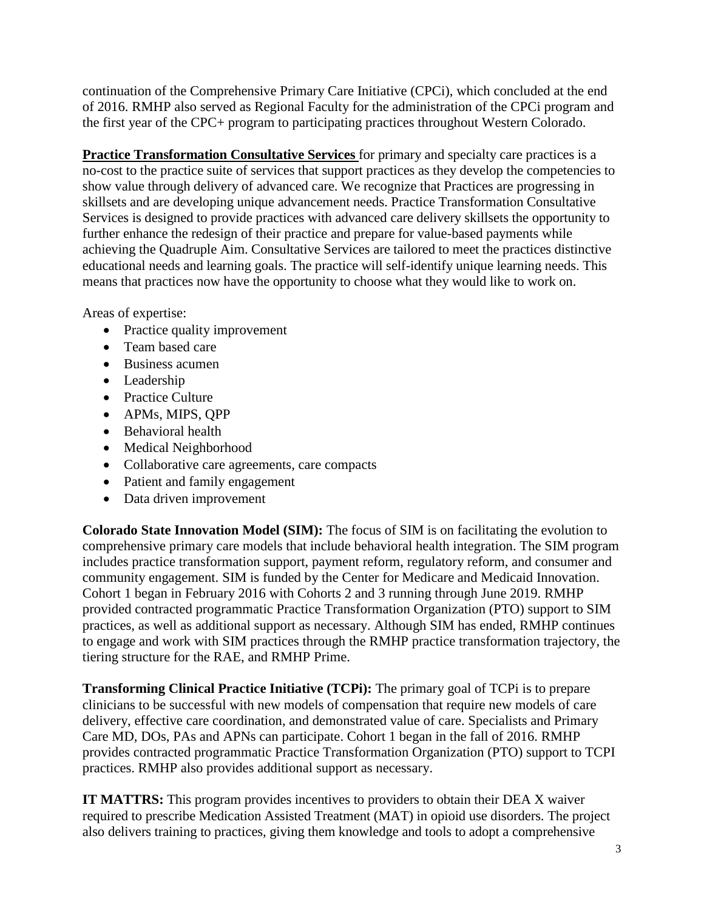continuation of the Comprehensive Primary Care Initiative (CPCi), which concluded at the end of 2016. RMHP also served as Regional Faculty for the administration of the CPCi program and the first year of the CPC+ program to participating practices throughout Western Colorado.

**Practice Transformation Consultative Services** for primary and specialty care practices is a no-cost to the practice suite of services that support practices as they develop the competencies to show value through delivery of advanced care. We recognize that Practices are progressing in skillsets and are developing unique advancement needs. Practice Transformation Consultative Services is designed to provide practices with advanced care delivery skillsets the opportunity to further enhance the redesign of their practice and prepare for value-based payments while achieving the Quadruple Aim. Consultative Services are tailored to meet the practices distinctive educational needs and learning goals. The practice will self-identify unique learning needs. This means that practices now have the opportunity to choose what they would like to work on.

Areas of expertise:

- Practice quality improvement
- Team based care
- Business acumen
- Leadership
- Practice Culture
- APMs, MIPS, QPP
- Behavioral health
- Medical Neighborhood
- Collaborative care agreements, care compacts
- Patient and family engagement
- Data driven improvement

**Colorado State Innovation Model (SIM):** The focus of SIM is on facilitating the evolution to comprehensive primary care models that include behavioral health integration. The SIM program includes practice transformation support, payment reform, regulatory reform, and consumer and community engagement. SIM is funded by the Center for Medicare and Medicaid Innovation. Cohort 1 began in February 2016 with Cohorts 2 and 3 running through June 2019. RMHP provided contracted programmatic Practice Transformation Organization (PTO) support to SIM practices, as well as additional support as necessary. Although SIM has ended, RMHP continues to engage and work with SIM practices through the RMHP practice transformation trajectory, the tiering structure for the RAE, and RMHP Prime.

**Transforming Clinical Practice Initiative (TCPi):** The primary goal of TCPi is to prepare clinicians to be successful with new models of compensation that require new models of care delivery, effective care coordination, and demonstrated value of care. Specialists and Primary Care MD, DOs, PAs and APNs can participate. Cohort 1 began in the fall of 2016. RMHP provides contracted programmatic Practice Transformation Organization (PTO) support to TCPI practices. RMHP also provides additional support as necessary.

**IT MATTRS:** This program provides incentives to providers to obtain their DEA X waiver required to prescribe Medication Assisted Treatment (MAT) in opioid use disorders. The project also delivers training to practices, giving them knowledge and tools to adopt a comprehensive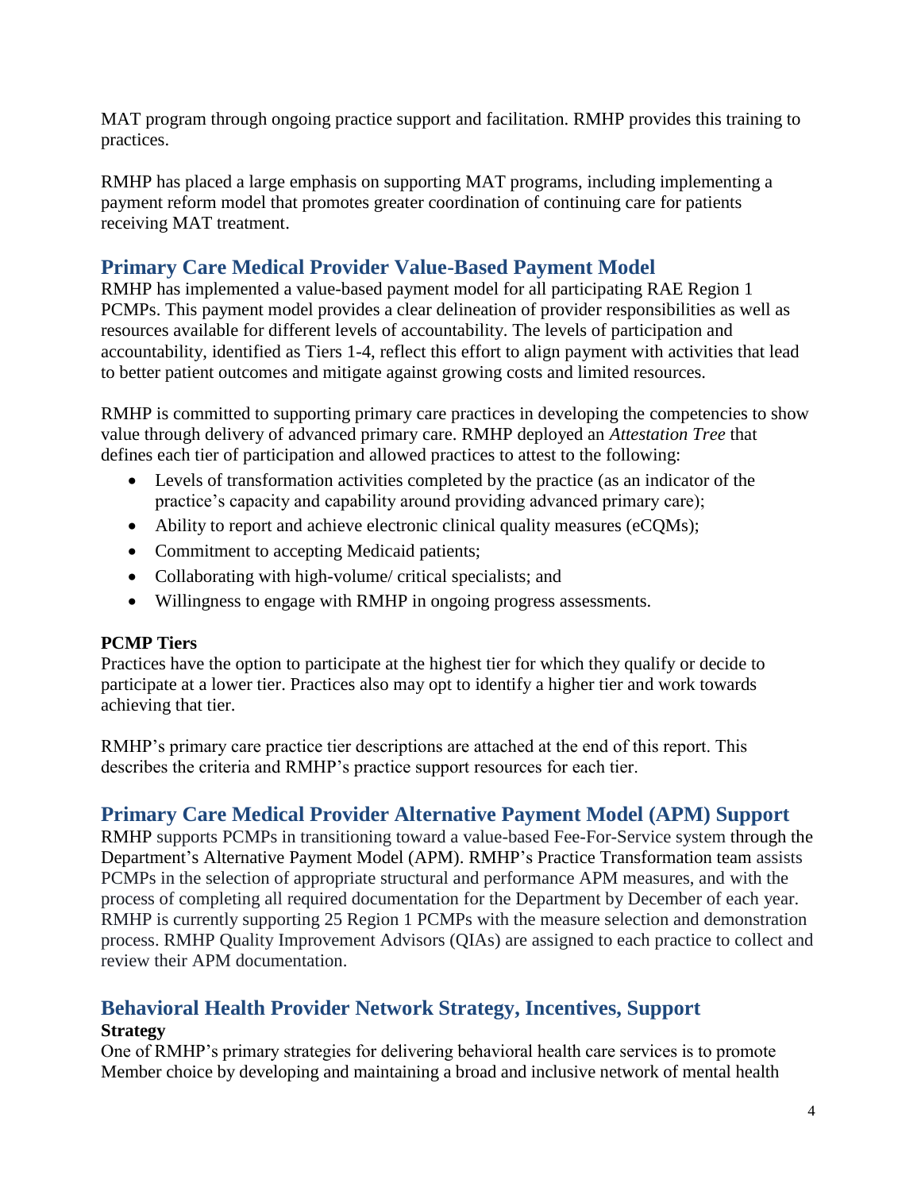MAT program through ongoing practice support and facilitation. RMHP provides this training to practices.

RMHP has placed a large emphasis on supporting MAT programs, including implementing a payment reform model that promotes greater coordination of continuing care for patients receiving MAT treatment.

## Primary Care Medical Provider Value-Based Payment Model

RMHP has implemented a value-based payment model for all participating RAE Region 1 PCMPs. This payment model provides a clear delineation of provider responsibilities as well as resources available for different levels of accountability. The levels of participation and accountability, identified as Tiers 1-4, reflect this effort to align payment with activities that lead to better patient outcomes and mitigate against growing costs and limited resources.

RMHP is committed to supporting primary care practices in developing the competencies to show value through delivery of advanced primary care. RMHP deployed an *Attestation Tree* that defines each tier of participation and allowed practices to attest to the following:

- Levels of transformation activities completed by the practice (as an indicator of the practice's capacity and capability around providing advanced primary care);
- Ability to report and achieve electronic clinical quality measures (eCQMs);
- Commitment to accepting Medicaid patients;
- Collaborating with high-volume/ critical specialists; and
- Willingness to engage with RMHP in ongoing progress assessments.

**PCMP Tiers**

Practices have the option to participate at the highest tier for which they qualify or decide to participate at a lower tier. Practices also may opt to identify a higher tier and work towards achieving that tier.

RMHP's primary care practice tier descriptions are attached at the end of this report. This describes the criteria and RMHP's practice support resources for each tier.

## Primary Care Medical Provider Alternative Payment Model (APM) Support

RMHP supports PCMPs in transitioning toward a value-based Fee-For-Service system through the Department's Alternative Payment Model (APM). RMHP's Practice Transformation team assists PCMPs in the selection of appropriate structural and performance APM measures, and with the process of completing all required documentation for the Department by December of each year. RMHP is currently supporting 25 Region 1 PCMPs with the measure selection and demonstration process. RMHP Quality Improvement Advisors (QIAs) are assigned to each practice to collect and review their APM documentation.

## Behavioral Health Provider Network Strategy, Incentives, Support

**Strategy**

One of RMHP's primary strategies for delivering behavioral health care services is to promote Member choice by developing and maintaining a broad and inclusive network of mental health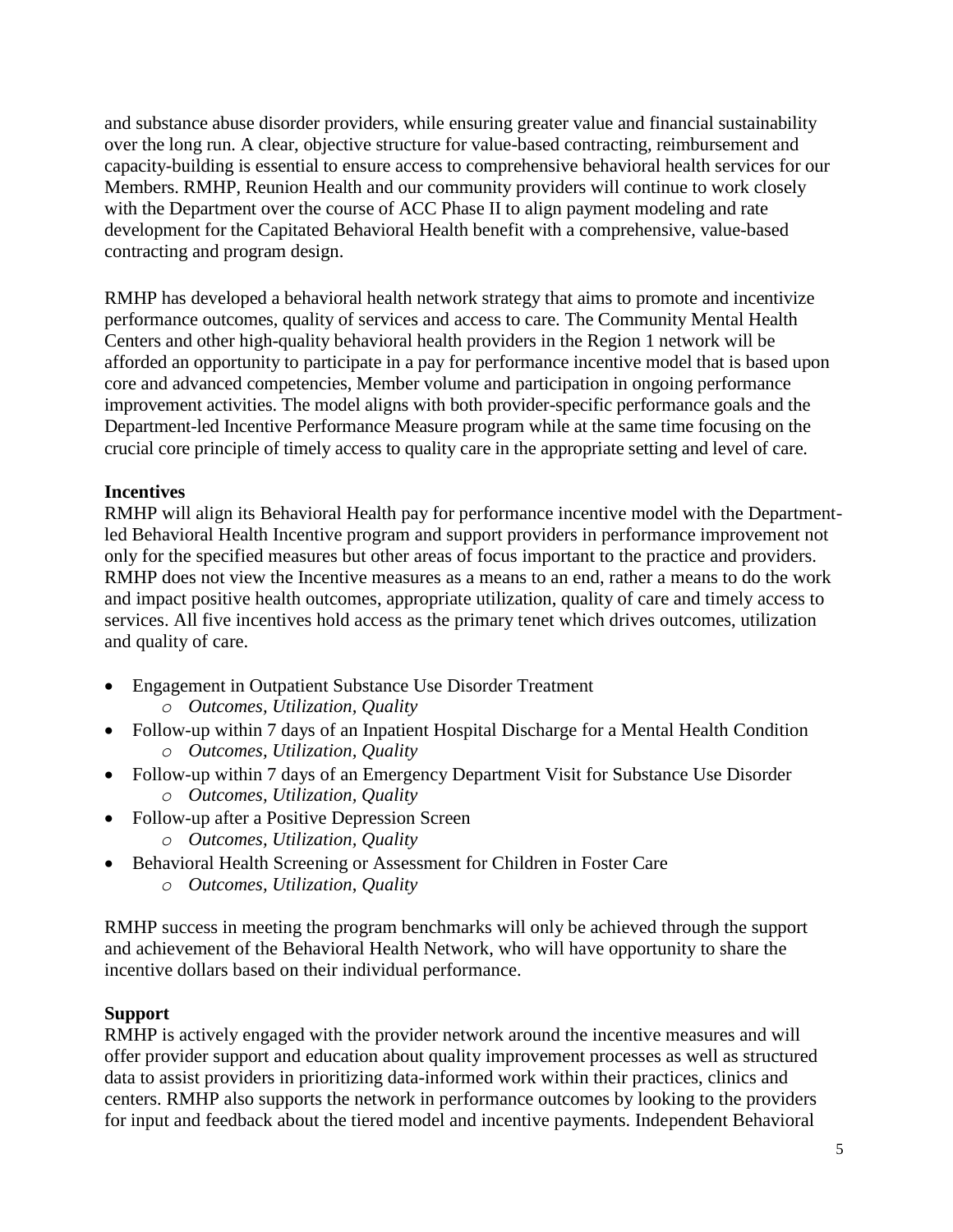and substance abuse disorder providers, while ensuring greater value and financial sustainability over the long run. A clear, objective structure for value-based contracting, reimbursement and capacity-building is essential to ensure access to comprehensive behavioral health services for our Members. RMHP, Reunion Health and our community providers will continue to work closely with the Department over the course of ACC Phase II to align payment modeling and rate development for the Capitated Behavioral Health benefit with a comprehensive, value-based contracting and program design.

RMHP has developed a behavioral health network strategy that aims to promote and incentivize performance outcomes, quality of services and access to care. The Community Mental Health Centers and other high-quality behavioral health providers in the Region 1 network will be afforded an opportunity to participate in a pay for performance incentive model that is based upon core and advanced competencies, Member volume and participation in ongoing performance improvement activities. The model aligns with both provider-specific performance goals and the Department-led Incentive Performance Measure program while at the same time focusing on the crucial core principle of timely access to quality care in the appropriate setting and level of care.

**Incentives**

RMHP will align its Behavioral Health pay for performance incentive model with the Department-led Behavioral Health Incentive program and support providers in performance improvement not only for the specified measures but other areas of focus important to the practice and providers. RMHP does not view the Incentive measures as a means to an end, rather a means to do the work and impact positive health outcomes, appropriate utilization, quality of care and timely access to services. All five incentives hold access as the primary tenet which drives outcomes, utilization and quality of care.

- Engagement in Outpatient Substance Use Disorder Treatment
    - *Outcomes, Utilization, Quality*
- Follow-up within 7 days of an Inpatient Hospital Discharge for a Mental Health Condition
    - *Outcomes, Utilization, Quality*
- Follow-up within 7 days of an Emergency Department Visit for Substance Use Disorder
    - *Outcomes, Utilization, Quality*
- Follow-up after a Positive Depression Screen
    - *Outcomes, Utilization, Quality*
- Behavioral Health Screening or Assessment for Children in Foster Care
    - *Outcomes, Utilization, Quality*

RMHP success in meeting the program benchmarks will only be achieved through the support and achievement of the Behavioral Health Network, who will have opportunity to share the incentive dollars based on their individual performance.

**Support**

RMHP is actively engaged with the provider network around the incentive measures and will offer provider support and education about quality improvement processes as well as structured data to assist providers in prioritizing data-informed work within their practices, clinics and centers. RMHP also supports the network in performance outcomes by looking to the providers for input and feedback about the tiered model and incentive payments. Independent Behavioral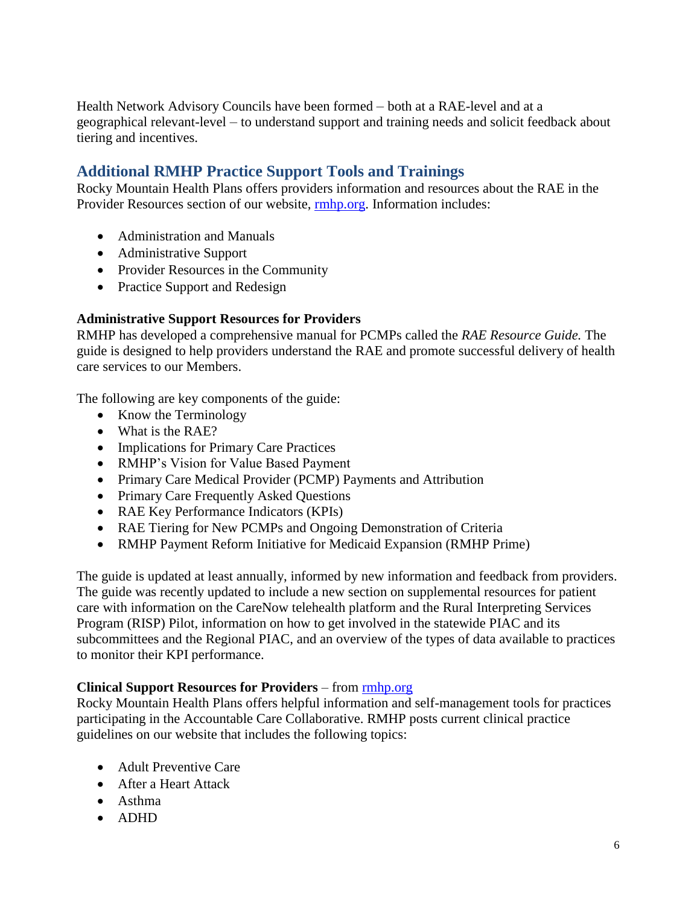Health Network Advisory Councils have been formed – both at a RAE-level and at a geographical relevant-level – to understand support and training needs and solicit feedback about tiering and incentives.

## Additional RMHP Practice Support Tools and Trainings

Rocky Mountain Health Plans offers providers information and resources about the RAE in the Provider Resources section of our website, [rmhp.org](rmhp.org). Information includes:

- Administration and Manuals
- Administrative Support
- Provider Resources in the Community
- Practice Support and Redesign

**Administrative Support Resources for Providers**

RMHP has developed a comprehensive manual for PCMPs called the *RAE Resource Guide.* The guide is designed to help providers understand the RAE and promote successful delivery of health care services to our Members.

The following are key components of the guide:

- Know the Terminology
- What is the RAE?
- Implications for Primary Care Practices
- RMHP's Vision for Value Based Payment
- Primary Care Medical Provider (PCMP) Payments and Attribution
- Primary Care Frequently Asked Questions
- RAE Key Performance Indicators (KPIs)
- RAE Tiering for New PCMPs and Ongoing Demonstration of Criteria
- RMHP Payment Reform Initiative for Medicaid Expansion (RMHP Prime)

The guide is updated at least annually, informed by new information and feedback from providers. The guide was recently updated to include a new section on supplemental resources for patient care with information on the CareNow telehealth platform and the Rural Interpreting Services Program (RISP) Pilot, information on how to get involved in the statewide PIAC and its subcommittees and the Regional PIAC, and an overview of the types of data available to practices to monitor their KPI performance.

**Clinical Support Resources for Providers** – from [rmhp.org](rmhp.org)

Rocky Mountain Health Plans offers helpful information and self-management tools for practices participating in the Accountable Care Collaborative. RMHP posts current clinical practice guidelines on our website that includes the following topics:

- Adult Preventive Care
- After a Heart Attack
- Asthma
- ADHD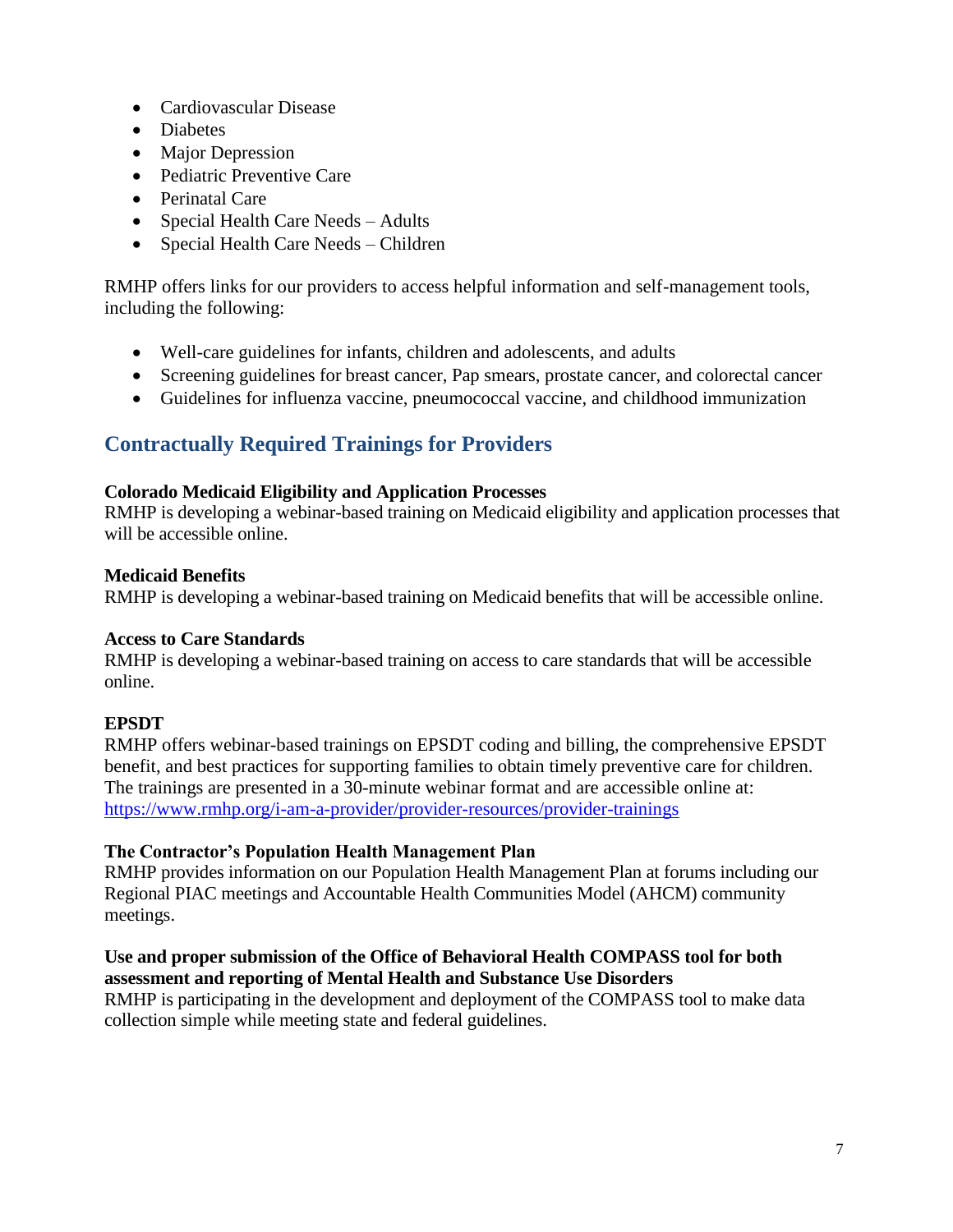- Cardiovascular Disease
- Diabetes
- Major Depression
- Pediatric Preventive Care
- Perinatal Care
- Special Health Care Needs – Adults
- Special Health Care Needs – Children

RMHP offers links for our providers to access helpful information and self-management tools, including the following:

- Well-care guidelines for infants, children and adolescents, and adults
- Screening guidelines for breast cancer, Pap smears, prostate cancer, and colorectal cancer
- Guidelines for influenza vaccine, pneumococcal vaccine, and childhood immunization

## Contractually Required Trainings for Providers

**Colorado Medicaid Eligibility and Application Processes**
RMHP is developing a webinar-based training on Medicaid eligibility and application processes that will be accessible online.

**Medicaid Benefits**
RMHP is developing a webinar-based training on Medicaid benefits that will be accessible online.

**Access to Care Standards**
RMHP is developing a webinar-based training on access to care standards that will be accessible online.

**EPSDT**
RMHP offers webinar-based trainings on EPSDT coding and billing, the comprehensive EPSDT benefit, and best practices for supporting families to obtain timely preventive care for children. The trainings are presented in a 30-minute webinar format and are accessible online at: https://www.rmhp.org/i-am-a-provider/provider-resources/provider-trainings

**The Contractor's Population Health Management Plan**
RMHP provides information on our Population Health Management Plan at forums including our Regional PIAC meetings and Accountable Health Communities Model (AHCM) community meetings.

**Use and proper submission of the Office of Behavioral Health COMPASS tool for both assessment and reporting of Mental Health and Substance Use Disorders**
RMHP is participating in the development and deployment of the COMPASS tool to make data collection simple while meeting state and federal guidelines.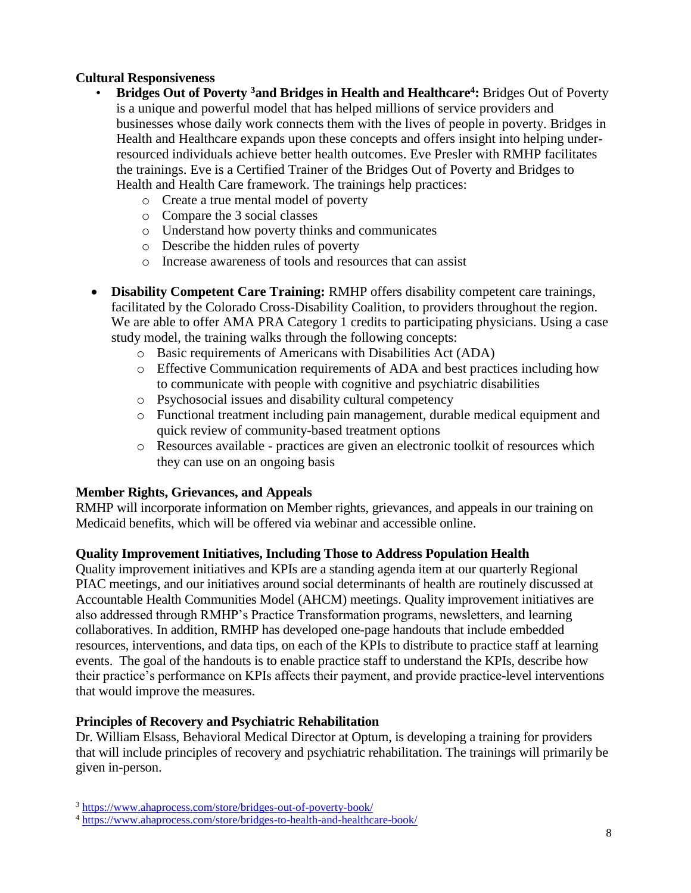**Cultural Responsiveness**

- **Bridges Out of Poverty [3] and Bridges in Health and Healthcare[4]:** Bridges Out of Poverty is a unique and powerful model that has helped millions of service providers and businesses whose daily work connects them with the lives of people in poverty. Bridges in Health and Healthcare expands upon these concepts and offers insight into helping under-resourced individuals achieve better health outcomes. Eve Presler with RMHP facilitates the trainings. Eve is a Certified Trainer of the Bridges Out of Poverty and Bridges to Health and Health Care framework. The trainings help practices:
  - Create a true mental model of poverty
  - Compare the 3 social classes
  - Understand how poverty thinks and communicates
  - Describe the hidden rules of poverty
  - Increase awareness of tools and resources that can assist

- **Disability Competent Care Training:** RMHP offers disability competent care trainings, facilitated by the Colorado Cross-Disability Coalition, to providers throughout the region. We are able to offer AMA PRA Category 1 credits to participating physicians. Using a case study model, the training walks through the following concepts:
  - Basic requirements of Americans with Disabilities Act (ADA)
  - Effective Communication requirements of ADA and best practices including how to communicate with people with cognitive and psychiatric disabilities
  - Psychosocial issues and disability cultural competency
  - Functional treatment including pain management, durable medical equipment and quick review of community-based treatment options
  - Resources available - practices are given an electronic toolkit of resources which they can use on an ongoing basis

**Member Rights, Grievances, and Appeals**

RMHP will incorporate information on Member rights, grievances, and appeals in our training on Medicaid benefits, which will be offered via webinar and accessible online.

**Quality Improvement Initiatives, Including Those to Address Population Health**

Quality improvement initiatives and KPIs are a standing agenda item at our quarterly Regional PIAC meetings, and our initiatives around social determinants of health are routinely discussed at Accountable Health Communities Model (AHCM) meetings. Quality improvement initiatives are also addressed through RMHP's Practice Transformation programs, newsletters, and learning collaboratives. In addition, RMHP has developed one-page handouts that include embedded resources, interventions, and data tips, on each of the KPIs to distribute to practice staff at learning events. The goal of the handouts is to enable practice staff to understand the KPIs, describe how their practice's performance on KPIs affects their payment, and provide practice-level interventions that would improve the measures.

**Principles of Recovery and Psychiatric Rehabilitation**

Dr. William Elsass, Behavioral Medical Director at Optum, is developing a training for providers that will include principles of recovery and psychiatric rehabilitation. The trainings will primarily be given in-person.

[3] https://www.ahaprocess.com/store/bridges-out-of-poverty-book/

[4] https://www.ahaprocess.com/store/bridges-to-health-and-healthcare-book/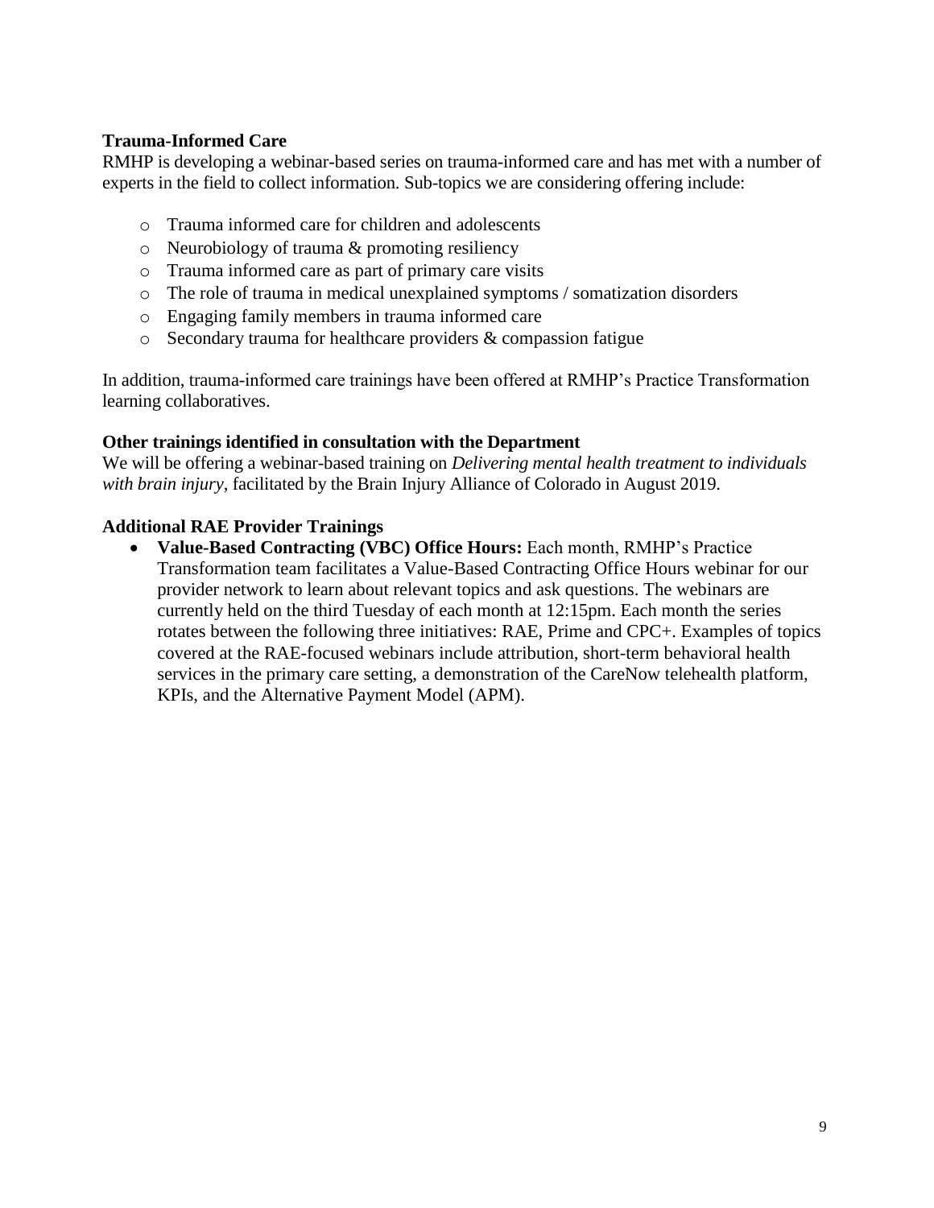**Trauma-Informed Care**

RMHP is developing a webinar-based series on trauma-informed care and has met with a number of experts in the field to collect information. Sub-topics we are considering offering include:

- Trauma informed care for children and adolescents
- Neurobiology of trauma & promoting resiliency
- Trauma informed care as part of primary care visits
- The role of trauma in medical unexplained symptoms / somatization disorders
- Engaging family members in trauma informed care
- Secondary trauma for healthcare providers & compassion fatigue

In addition, trauma-informed care trainings have been offered at RMHP's Practice Transformation learning collaboratives.

**Other trainings identified in consultation with the Department**

We will be offering a webinar-based training on *Delivering mental health treatment to individuals with brain injury*, facilitated by the Brain Injury Alliance of Colorado in August 2019.

**Additional RAE Provider Trainings**

- **Value-Based Contracting (VBC) Office Hours:** Each month, RMHP's Practice Transformation team facilitates a Value-Based Contracting Office Hours webinar for our provider network to learn about relevant topics and ask questions. The webinars are currently held on the third Tuesday of each month at 12:15pm. Each month the series rotates between the following three initiatives: RAE, Prime and CPC+. Examples of topics covered at the RAE-focused webinars include attribution, short-term behavioral health services in the primary care setting, a demonstration of the CareNow telehealth platform, KPIs, and the Alternative Payment Model (APM).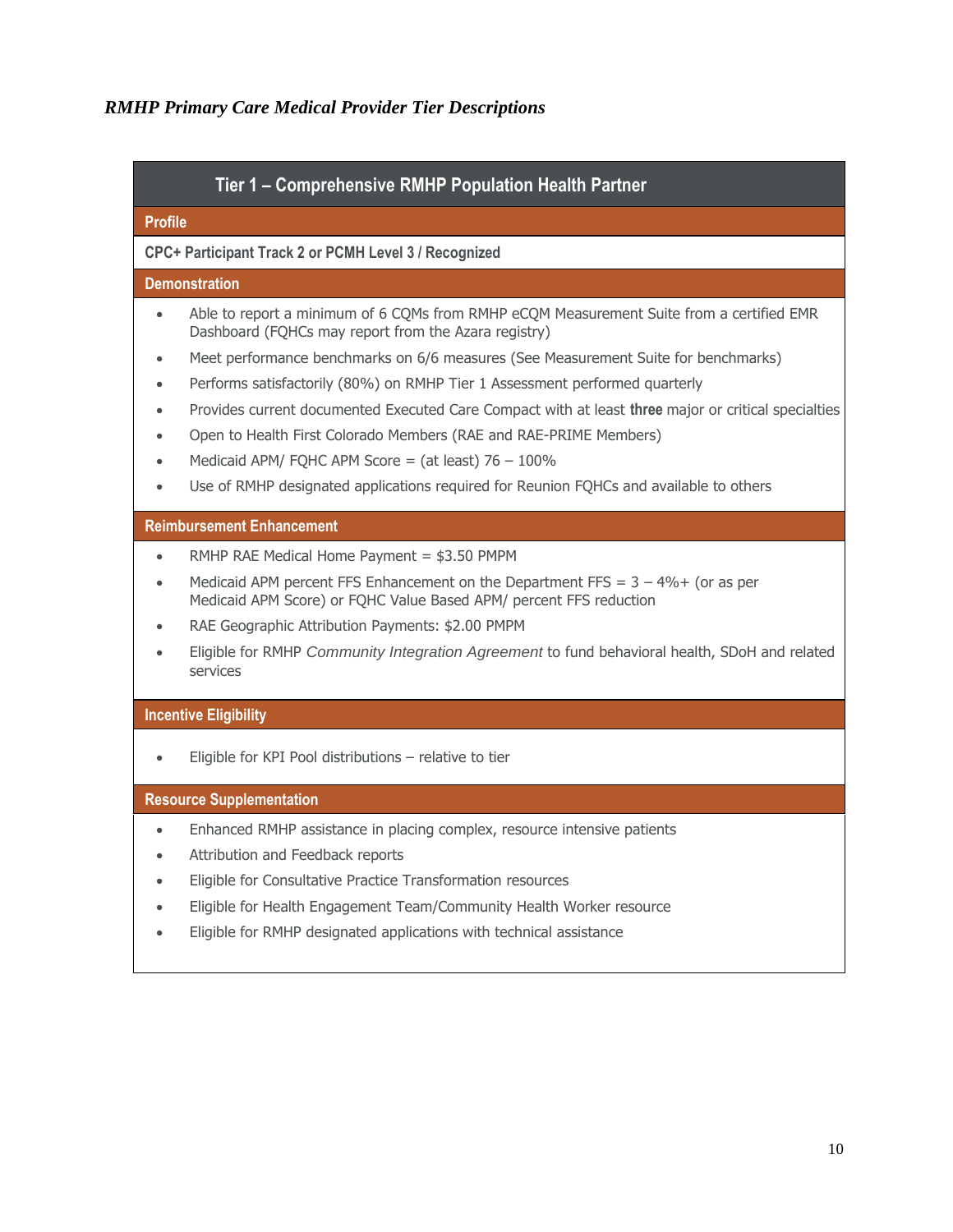*RMHP Primary Care Medical Provider Tier Descriptions*

## Tier 1 – Comprehensive RMHP Population Health Partner

### Profile

**CPC+ Participant Track 2 or PCMH Level 3 / Recognized**

### Demonstration

- Able to report a minimum of 6 CQMs from RMHP eCQM Measurement Suite from a certified EMR Dashboard (FQHCs may report from the Azara registry)
- Meet performance benchmarks on 6/6 measures (See Measurement Suite for benchmarks)
- Performs satisfactorily (80%) on RMHP Tier 1 Assessment performed quarterly
- Provides current documented Executed Care Compact with at least **three** major or critical specialties
- Open to Health First Colorado Members (RAE and RAE-PRIME Members)
- Medicaid APM/ FQHC APM Score = (at least) 76 – 100%
- Use of RMHP designated applications required for Reunion FQHCs and available to others

### Reimbursement Enhancement

- RMHP RAE Medical Home Payment = $3.50 PMPM
- Medicaid APM percent FFS Enhancement on the Department FFS = 3 – 4%+ (or as per Medicaid APM Score) or FQHC Value Based APM/ percent FFS reduction
- RAE Geographic Attribution Payments: $2.00 PMPM
- Eligible for RMHP *Community Integration Agreement* to fund behavioral health, SDoH and related services

### Incentive Eligibility

- Eligible for KPI Pool distributions – relative to tier

### Resource Supplementation

- Enhanced RMHP assistance in placing complex, resource intensive patients
- Attribution and Feedback reports
- Eligible for Consultative Practice Transformation resources
- Eligible for Health Engagement Team/Community Health Worker resource
- Eligible for RMHP designated applications with technical assistance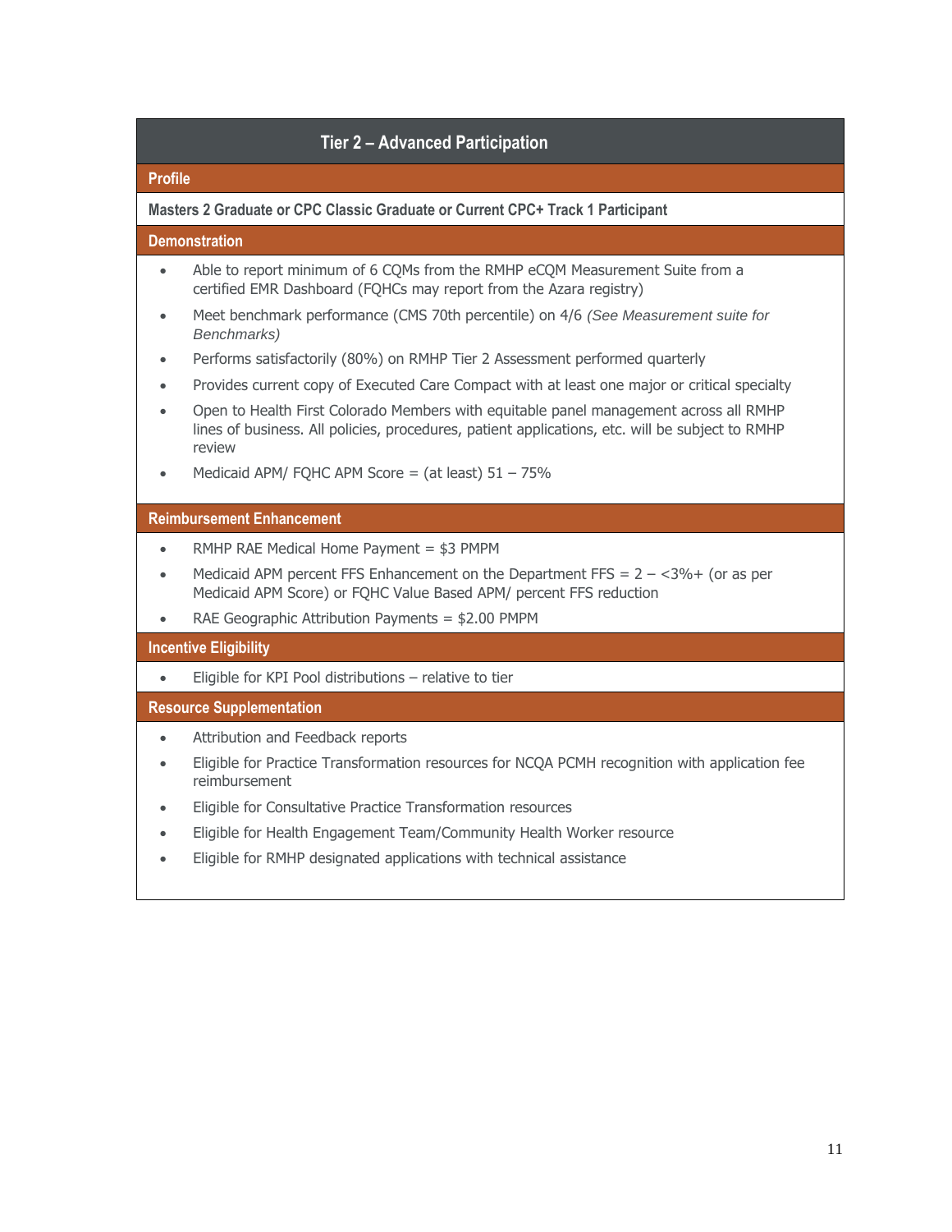## Tier 2 – Advanced Participation

### Profile

**Masters 2 Graduate or CPC Classic Graduate or Current CPC+ Track 1 Participant**

### Demonstration

- Able to report minimum of 6 CQMs from the RMHP eCQM Measurement Suite from a certified EMR Dashboard (FQHCs may report from the Azara registry)
- Meet benchmark performance (CMS 70th percentile) on 4/6 *(See Measurement suite for Benchmarks)*
- Performs satisfactorily (80%) on RMHP Tier 2 Assessment performed quarterly
- Provides current copy of Executed Care Compact with at least one major or critical specialty
- Open to Health First Colorado Members with equitable panel management across all RMHP lines of business. All policies, procedures, patient applications, etc. will be subject to RMHP review
- Medicaid APM/ FQHC APM Score = (at least) 51 – 75%

### Reimbursement Enhancement

- RMHP RAE Medical Home Payment = $3 PMPM
- Medicaid APM percent FFS Enhancement on the Department FFS = 2 – <3%+ (or as per Medicaid APM Score) or FQHC Value Based APM/ percent FFS reduction
- RAE Geographic Attribution Payments = $2.00 PMPM

### Incentive Eligibility

- Eligible for KPI Pool distributions – relative to tier

### Resource Supplementation

- Attribution and Feedback reports
- Eligible for Practice Transformation resources for NCQA PCMH recognition with application fee reimbursement
- Eligible for Consultative Practice Transformation resources
- Eligible for Health Engagement Team/Community Health Worker resource
- Eligible for RMHP designated applications with technical assistance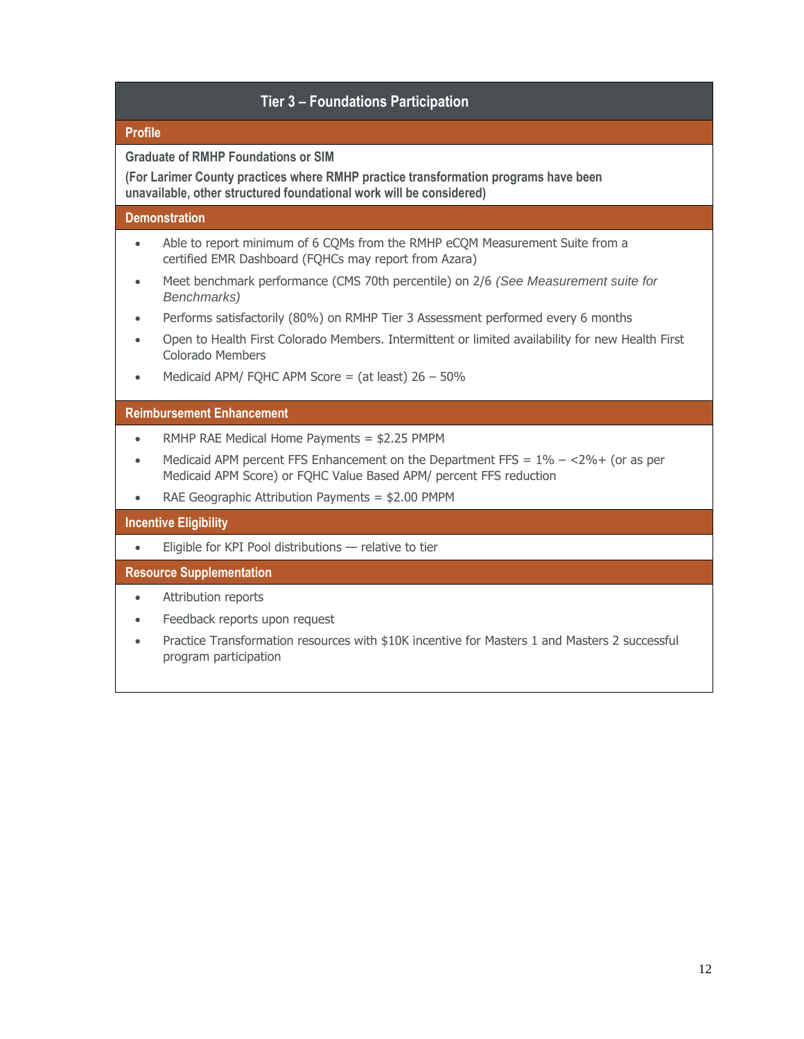## Tier 3 – Foundations Participation

### Profile

**Graduate of RMHP Foundations or SIM**

**(For Larimer County practices where RMHP practice transformation programs have been unavailable, other structured foundational work will be considered)**

### Demonstration

- Able to report minimum of 6 CQMs from the RMHP eCQM Measurement Suite from a certified EMR Dashboard (FQHCs may report from Azara)
- Meet benchmark performance (CMS 70th percentile) on 2/6 *(See Measurement suite for Benchmarks)*
- Performs satisfactorily (80%) on RMHP Tier 3 Assessment performed every 6 months
- Open to Health First Colorado Members. Intermittent or limited availability for new Health First Colorado Members
- Medicaid APM/ FQHC APM Score = (at least) 26 – 50%

### Reimbursement Enhancement

- RMHP RAE Medical Home Payments = $2.25 PMPM
- Medicaid APM percent FFS Enhancement on the Department FFS = 1% – <2%+ (or as per Medicaid APM Score) or FQHC Value Based APM/ percent FFS reduction
- RAE Geographic Attribution Payments = $2.00 PMPM

### Incentive Eligibility

- Eligible for KPI Pool distributions — relative to tier

### Resource Supplementation

- Attribution reports
- Feedback reports upon request
- Practice Transformation resources with $10K incentive for Masters 1 and Masters 2 successful program participation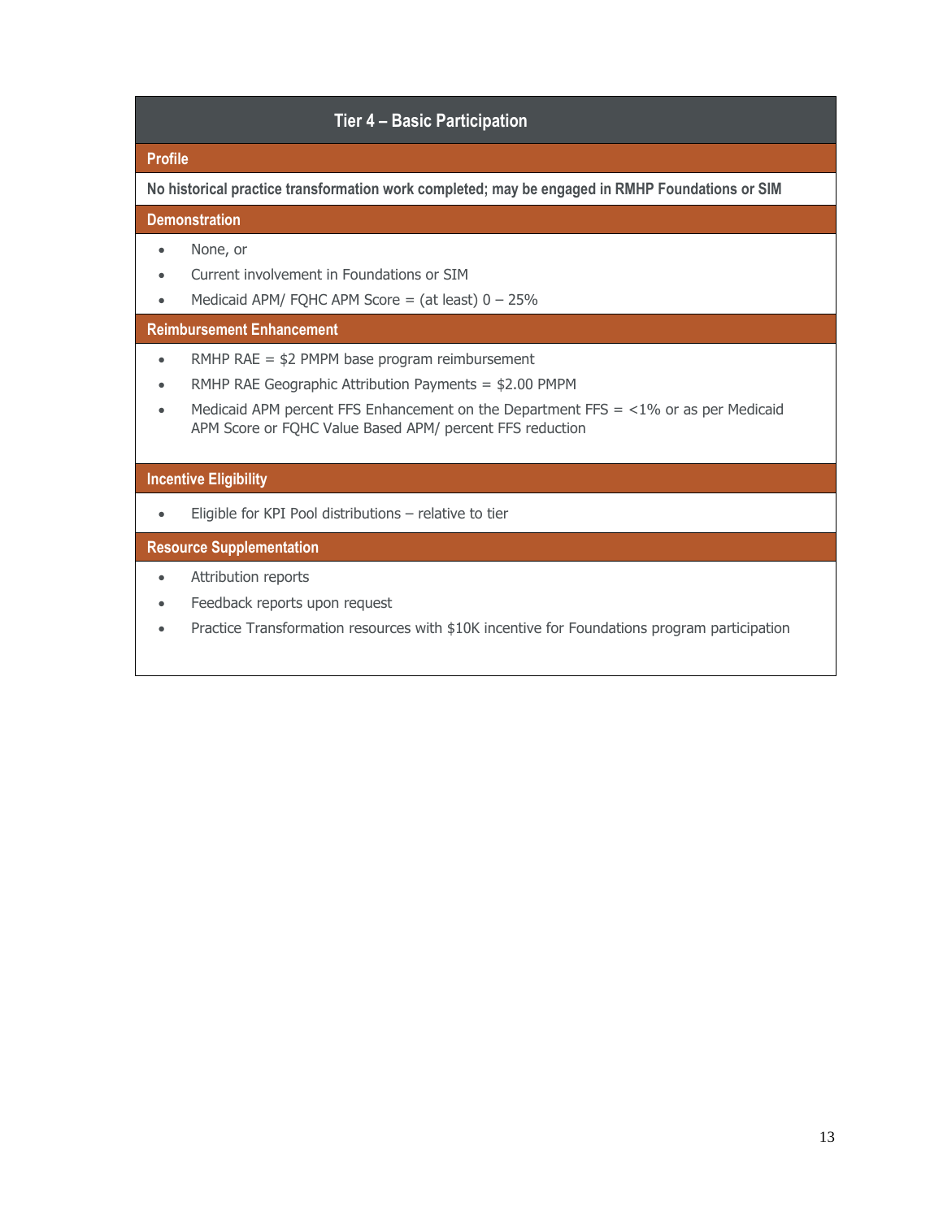## Tier 4 – Basic Participation

### Profile

**No historical practice transformation work completed; may be engaged in RMHP Foundations or SIM**

### Demonstration

- None, or
- Current involvement in Foundations or SIM
- Medicaid APM/ FQHC APM Score = (at least) 0 – 25%

### Reimbursement Enhancement

- RMHP RAE = $2 PMPM base program reimbursement
- RMHP RAE Geographic Attribution Payments = $2.00 PMPM
- Medicaid APM percent FFS Enhancement on the Department FFS = <1% or as per Medicaid APM Score or FQHC Value Based APM/ percent FFS reduction

### Incentive Eligibility

- Eligible for KPI Pool distributions – relative to tier

### Resource Supplementation

- Attribution reports
- Feedback reports upon request
- Practice Transformation resources with $10K incentive for Foundations program participation